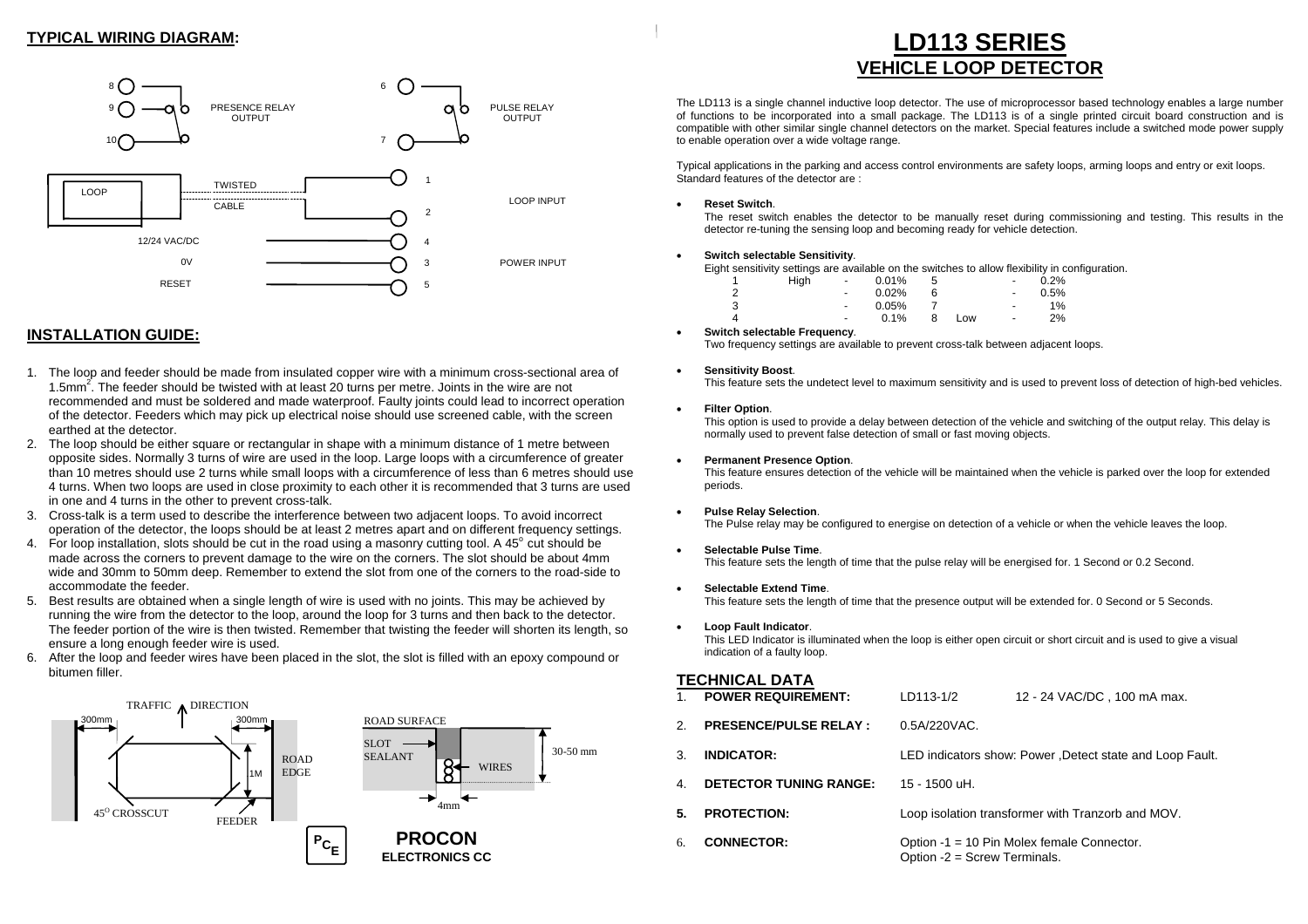## TYPICAL WIRING DIAGRAM:

8, 9, 10 — PRESENCE RELAY OUTPUT

6, 7 — PULSE RELAY OUTPUT

LOOP — TWISTED CABLE — 1, 2 — LOOP INPUT

12/24 VAC/DC — 4

0V — 3 — POWER INPUT

RESET — 5

## INSTALLATION GUIDE:

1. The loop and feeder should be made from insulated copper wire with a minimum cross-sectional area of $1.5mm^2$. The feeder should be twisted with at least 20 turns per metre. Joints in the wire are not recommended and must be soldered and made waterproof. Faulty joints could lead to incorrect operation of the detector. Feeders which may pick up electrical noise should use screened cable, with the screen earthed at the detector.
2. The loop should be either square or rectangular in shape with a minimum distance of 1 metre between opposite sides. Normally 3 turns of wire are used in the loop. Large loops with a circumference of greater than 10 metres should use 2 turns while small loops with a circumference of less than 6 metres should use 4 turns. When two loops are used in close proximity to each other it is recommended that 3 turns are used in one and 4 turns in the other to prevent cross-talk.
3. Cross-talk is a term used to describe the interference between two adjacent loops. To avoid incorrect operation of the detector, the loops should be at least 2 metres apart and on different frequency settings.
4. For loop installation, slots should be cut in the road using a masonry cutting tool. A 45° cut should be made across the corners to prevent damage to the wire on the corners. The slot should be about 4mm wide and 30mm to 50mm deep. Remember to extend the slot from one of the corners to the road-side to accommodate the feeder.
5. Best results are obtained when a single length of wire is used with no joints. This may be achieved by running the wire from the detector to the loop, around the loop for 3 turns and then back to the detector. The feeder portion of the wire is then twisted. Remember that twisting the feeder will shorten its length, so ensure a long enough feeder wire is used.
6. After the loop and feeder wires have been placed in the slot, the slot is filled with an epoxy compound or bitumen filler.

TRAFFIC DIRECTION — 300mm — 300mm — 1M — ROAD EDGE — 45° CROSSCUT — FEEDER

ROAD SURFACE — SLOT SEALANT — WIRES — 30-50 mm — 4mm

**PROCON**
**ELECTRONICS CC**

# LD113 SERIES
## VEHICLE LOOP DETECTOR

The LD113 is a single channel inductive loop detector. The use of microprocessor based technology enables a large number of functions to be incorporated into a small package. The LD113 is of a single printed circuit board construction and is compatible with other similar single channel detectors on the market. Special features include a switched mode power supply to enable operation over a wide voltage range.

Typical applications in the parking and access control environments are safety loops, arming loops and entry or exit loops. Standard features of the detector are :

- **Reset Switch**.
  The reset switch enables the detector to be manually reset during commissioning and testing. This results in the detector re-tuning the sensing loop and becoming ready for vehicle detection.

- **Switch selectable Sensitivity**.
  Eight sensitivity settings are available on the switches to allow flexibility in configuration.

| | | | | | | | |
|---|---|---|---|---|---|---|---|
| 1 | High | - | 0.01% | 5 | | - | 0.2% |
| 2 | | - | 0.02% | 6 | | - | 0.5% |
| 3 | | - | 0.05% | 7 | | - | 1% |
| 4 | | - | 0.1% | 8 | Low | - | 2% |

- **Switch selectable Frequency**.
  Two frequency settings are available to prevent cross-talk between adjacent loops.

- **Sensitivity Boost**.
  This feature sets the undetect level to maximum sensitivity and is used to prevent loss of detection of high-bed vehicles.

- **Filter Option**.
  This option is used to provide a delay between detection of the vehicle and switching of the output relay. This delay is normally used to prevent false detection of small or fast moving objects.

- **Permanent Presence Option**.
  This feature ensures detection of the vehicle will be maintained when the vehicle is parked over the loop for extended periods.

- **Pulse Relay Selection**.
  The Pulse relay may be configured to energise on detection of a vehicle or when the vehicle leaves the loop.

- **Selectable Pulse Time**.
  This feature sets the length of time that the pulse relay will be energised for. 1 Second or 0.2 Second.

- **Selectable Extend Time**.
  This feature sets the length of time that the presence output will be extended for. 0 Second or 5 Seconds.

- **Loop Fault Indicator**.
  This LED Indicator is illuminated when the loop is either open circuit or short circuit and is used to give a visual indication of a faulty loop.

## TECHNICAL DATA

1. **POWER REQUIREMENT:** LD113-1/2 — 12 - 24 VAC/DC , 100 mA max.
2. **PRESENCE/PULSE RELAY :** 0.5A/220VAC.
3. **INDICATOR:** LED indicators show: Power ,Detect state and Loop Fault.
4. **DETECTOR TUNING RANGE:** 15 - 1500 uH.
5. **PROTECTION:** Loop isolation transformer with Tranzorb and MOV.
6. **CONNECTOR:** Option -1 = 10 Pin Molex female Connector. Option -2 = Screw Terminals.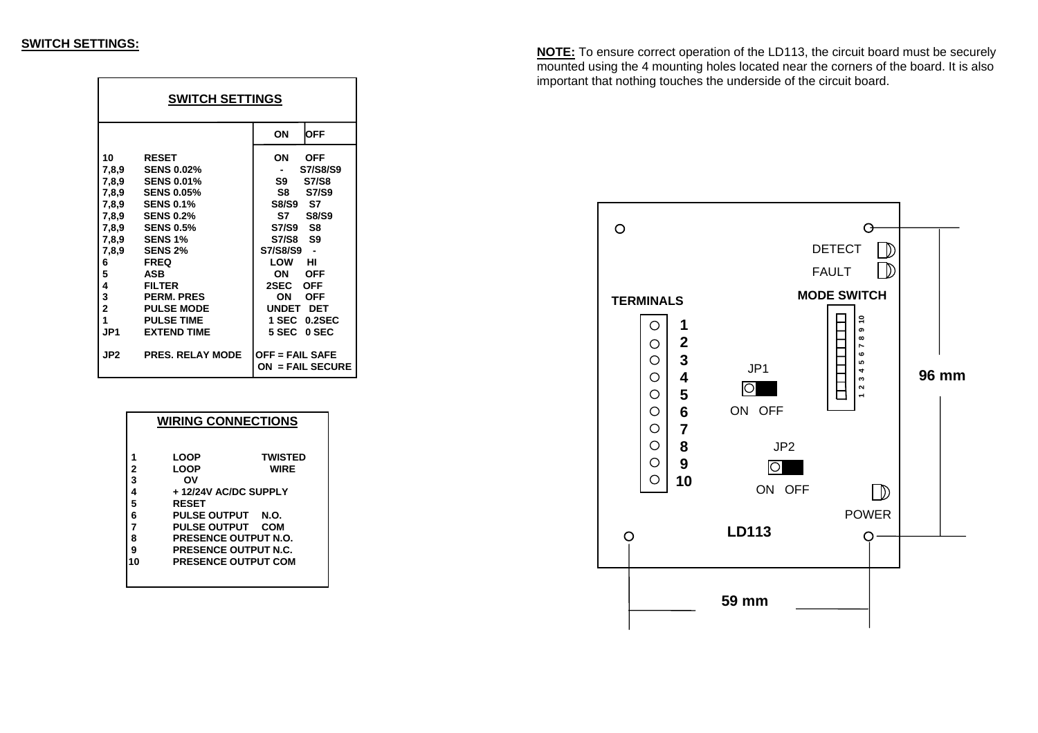**SWITCH SETTINGS:**

**SWITCH SETTINGS**

| | | ON | OFF |
|---|---|---|---|
| 10 | RESET | ON | OFF |
| 7,8,9 | SENS 0.02% | - | S7/S8/S9 |
| 7,8,9 | SENS 0.01% | S9 | S7/S8 |
| 7,8,9 | SENS 0.05% | S8 | S7/S9 |
| 7,8,9 | SENS 0.1% | S8/S9 | S7 |
| 7,8,9 | SENS 0.2% | S7 | S8/S9 |
| 7,8,9 | SENS 0.5% | S7/S9 | S8 |
| 7,8,9 | SENS 1% | S7/S8 | S9 |
| 7,8,9 | SENS 2% | S7/S8/S9 | - |
| 6 | FREQ | LOW | HI |
| 5 | ASB | ON | OFF |
| 4 | FILTER | 2SEC | OFF |
| 3 | PERM. PRES | ON | OFF |
| 2 | PULSE MODE | UNDET | DET |
| 1 | PULSE TIME | 1 SEC | 0.2SEC |
| JP1 | EXTEND TIME | 5 SEC | 0 SEC |
| JP2 | PRES. RELAY MODE | OFF = FAIL SAFE<br>ON = FAIL SECURE | |

**WIRING CONNECTIONS**

| | | |
|---|---|---|
| 1 | LOOP | TWISTED |
| 2 | LOOP | WIRE |
| 3 | OV | |
| 4 | + 12/24V AC/DC SUPPLY | |
| 5 | RESET | |
| 6 | PULSE OUTPUT | N.O. |
| 7 | PULSE OUTPUT | COM |
| 8 | PRESENCE OUTPUT N.O. | |
| 9 | PRESENCE OUTPUT N.C. | |
| 10 | PRESENCE OUTPUT COM | |

**NOTE:** To ensure correct operation of the LD113, the circuit board must be securely mounted using the 4 mounting holes located near the corners of the board. It is also important that nothing touches the underside of the circuit board.

DETECT

FAULT

MODE SWITCH

TERMINALS

1 2 3 4 5 6 7 8 9 10

JP1

ON OFF

JP2

ON OFF

POWER

LD113

96 mm

59 mm